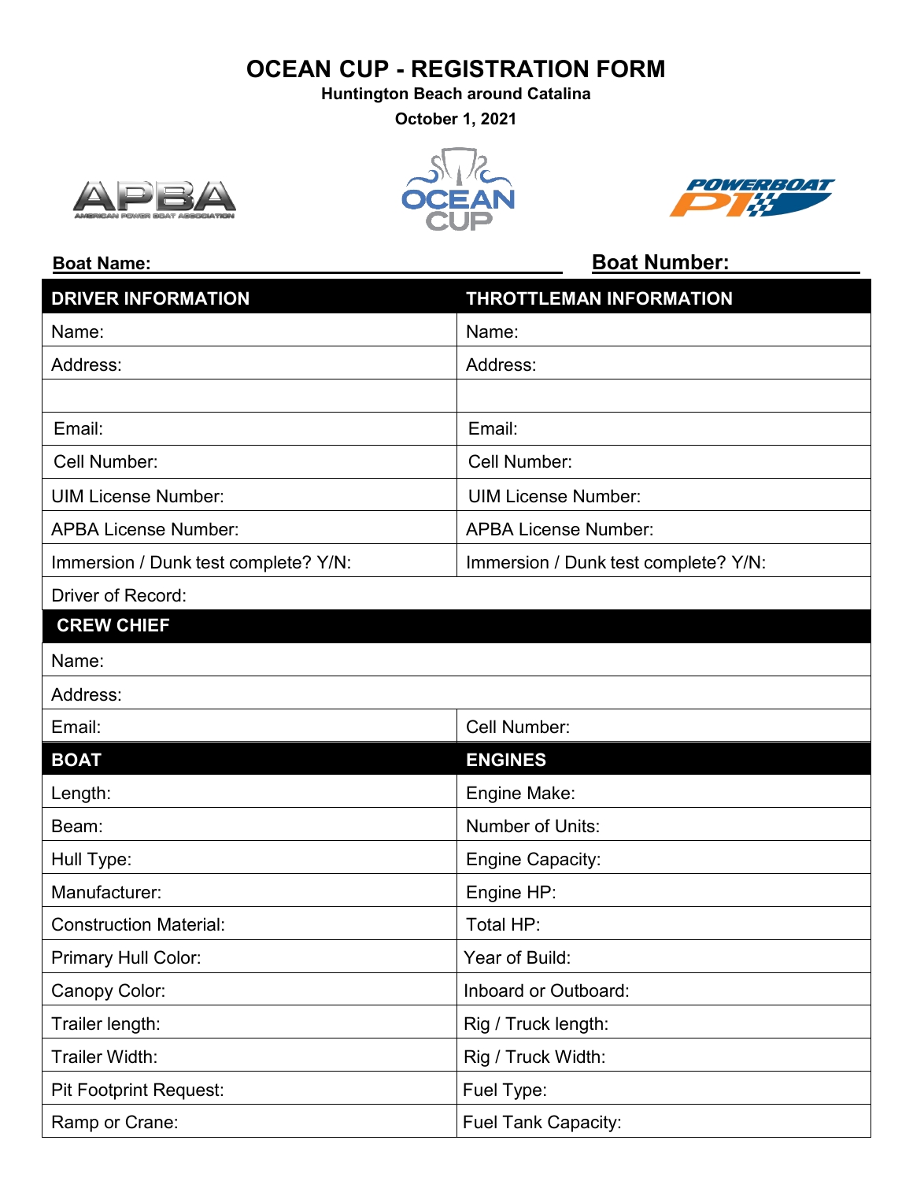# OCEAN CUP - REGISTRATION FORM

**Huntington Beach around Catalina**

**October 1, 2021**

**Boat Name:** **Boat Number:**

| DRIVER INFORMATION | THROTTLEMAN INFORMATION |
|---|---|
| Name: | Name: |
| Address: | Address: |
| | |
| Email: | Email: |
| Cell Number: | Cell Number: |
| UIM License Number: | UIM License Number: |
| APBA License Number: | APBA License Number: |
| Immersion / Dunk test complete? Y/N: | Immersion / Dunk test complete? Y/N: |
| Driver of Record: | |

| CREW CHIEF | |
|---|---|
| Name: | |
| Address: | |
| Email: | Cell Number: |

| BOAT | ENGINES |
|---|---|
| Length: | Engine Make: |
| Beam: | Number of Units: |
| Hull Type: | Engine Capacity: |
| Manufacturer: | Engine HP: |
| Construction Material: | Total HP: |
| Primary Hull Color: | Year of Build: |
| Canopy Color: | Inboard or Outboard: |
| Trailer length: | Rig / Truck length: |
| Trailer Width: | Rig / Truck Width: |
| Pit Footprint Request: | Fuel Type: |
| Ramp or Crane: | Fuel Tank Capacity: |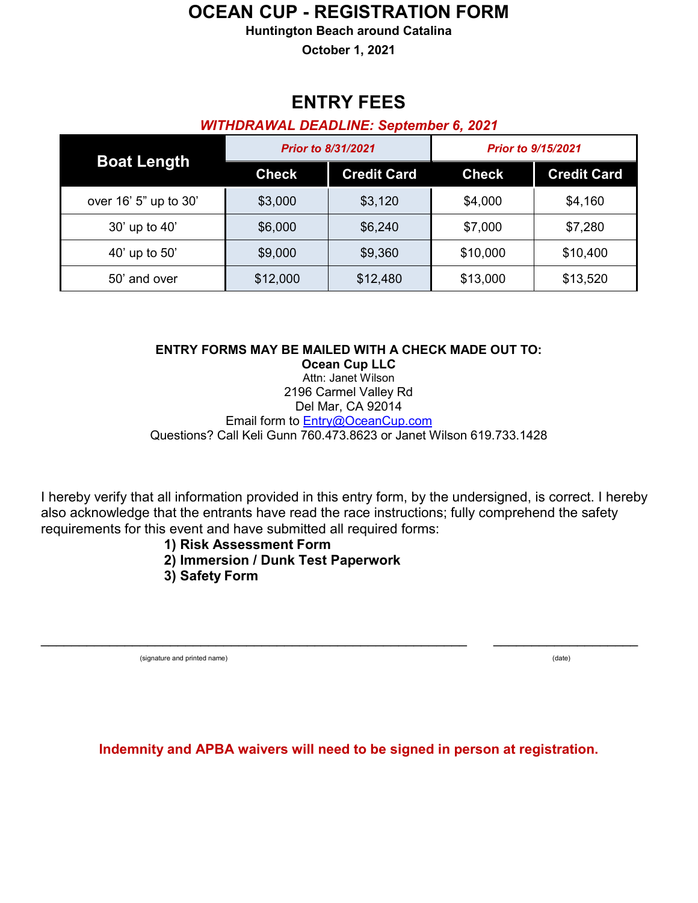# OCEAN CUP - REGISTRATION FORM

**Huntington Beach around Catalina**

**October 1, 2021**

## ENTRY FEES

***WITHDRAWAL DEADLINE: September 6, 2021***

| Boat Length | *Prior to 8/31/2021* | | *Prior to 9/15/2021* | |
|---|---|---|---|---|
| | **Check** | **Credit Card** | **Check** | **Credit Card** |
| over 16' 5" up to 30' | $3,000 | $3,120 | $4,000 | $4,160 |
| 30' up to 40' | $6,000 | $6,240 | $7,000 | $7,280 |
| 40' up to 50' | $9,000 | $9,360 | $10,000 | $10,400 |
| 50' and over | $12,000 | $12,480 | $13,000 | $13,520 |

**ENTRY FORMS MAY BE MAILED WITH A CHECK MADE OUT TO:**
**Ocean Cup LLC**
Attn: Janet Wilson
2196 Carmel Valley Rd
Del Mar, CA 92014
Email form to Entry@OceanCup.com
Questions? Call Keli Gunn 760.473.8623 or Janet Wilson 619.733.1428

I hereby verify that all information provided in this entry form, by the undersigned, is correct. I hereby also acknowledge that the entrants have read the race instructions; fully comprehend the safety requirements for this event and have submitted all required forms:

**1) Risk Assessment Form**
**2) Immersion / Dunk Test Paperwork**
**3) Safety Form**

\_\_\_\_\_\_\_\_\_\_\_\_\_\_\_\_\_\_\_\_\_\_\_\_\_\_\_\_\_\_\_\_\_\_\_\_\_\_\_\_\_\_\_\_\_\_\_\_ \_\_\_\_\_\_\_\_\_\_\_\_\_\_\_\_\_\_\_\_

(signature and printed name) (date)

**Indemnity and APBA waivers will need to be signed in person at registration.**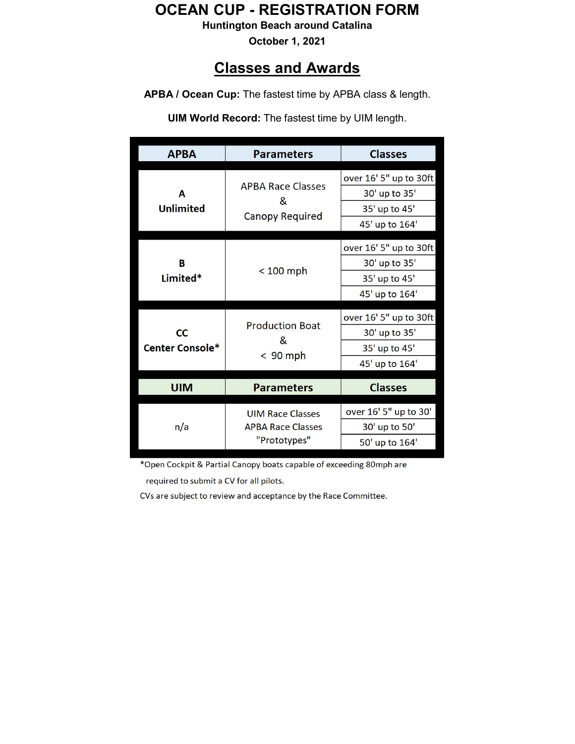# OCEAN CUP - REGISTRATION FORM

**Huntington Beach around Catalina**

**October 1, 2021**

## Classes and Awards

**APBA / Ocean Cup:** The fastest time by APBA class & length.

**UIM World Record:** The fastest time by UIM length.

| APBA | Parameters | Classes |
|---|---|---|
| A Unlimited | APBA Race Classes & Canopy Required | over 16' 5" up to 30ft |
| | | 30' up to 35' |
| | | 35' up to 45' |
| | | 45' up to 164' |
| B Limited* | < 100 mph | over 16' 5" up to 30ft |
| | | 30' up to 35' |
| | | 35' up to 45' |
| | | 45' up to 164' |
| CC Center Console* | Production Boat & < 90 mph | over 16' 5" up to 30ft |
| | | 30' up to 35' |
| | | 35' up to 45' |
| | | 45' up to 164' |
| **UIM** | **Parameters** | **Classes** |
| n/a | UIM Race Classes APBA Race Classes "Prototypes" | over 16' 5" up to 30' |
| | | 30' up to 50' |
| | | 50' up to 164' |

*Open Cockpit & Partial Canopy boats capable of exceeding 80mph are required to submit a CV for all pilots.

CVs are subject to review and acceptance by the Race Committee.